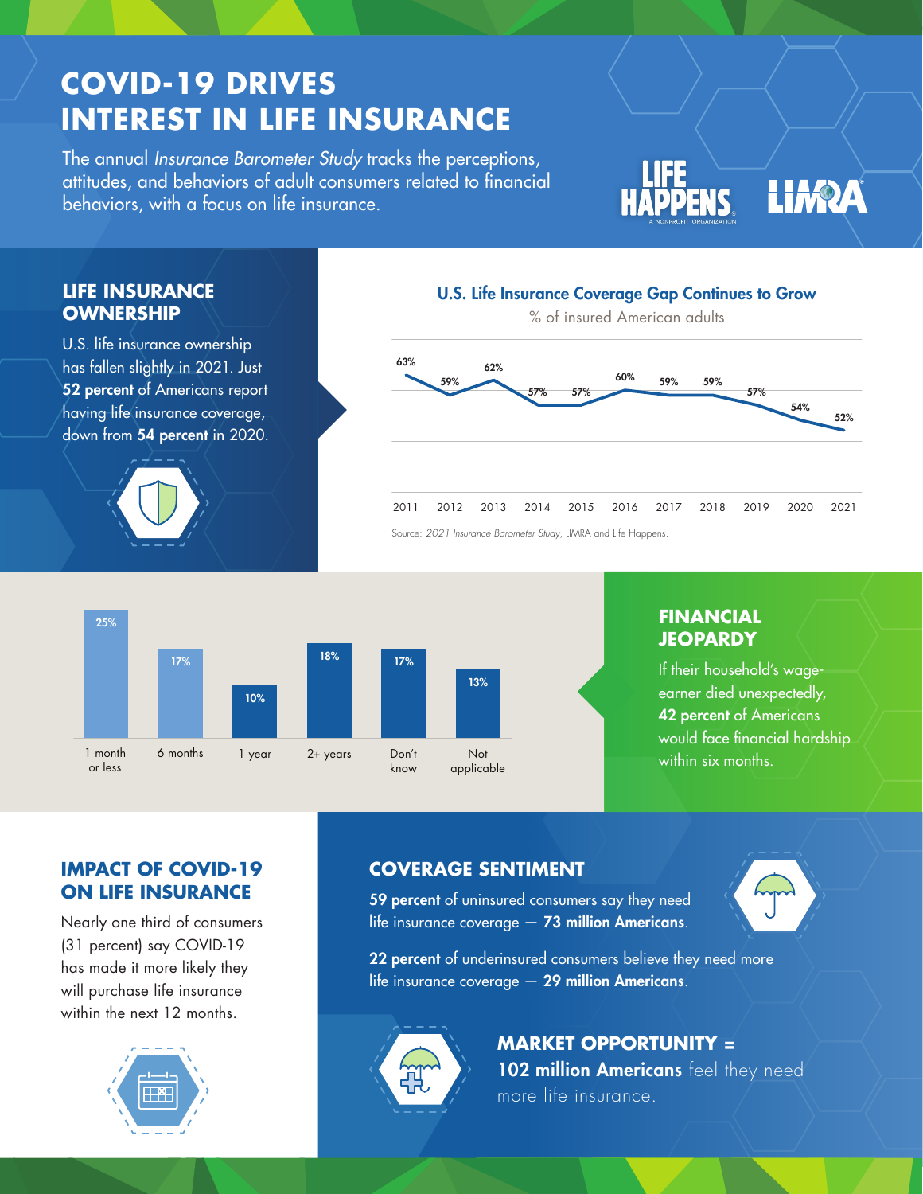# COVID-19 DRIVES INTEREST IN LIFE INSURANCE

The annual *Insurance Barometer Study* tracks the perceptions, attitudes, and behaviors of adult consumers related to financial behaviors, with a focus on life insurance.

LIFE HAPPENS — A NONPROFIT ORGANIZATION | LIMRA

## LIFE INSURANCE OWNERSHIP

U.S. life insurance ownership has fallen slightly in 2021. Just **52 percent** of Americans report having life insurance coverage, down from **54 percent** in 2020.

### U.S. Life Insurance Coverage Gap Continues to Grow

% of insured American adults

| 2011 | 2012 | 2013 | 2014 | 2015 | 2016 | 2017 | 2018 | 2019 | 2020 | 2021 |
|---|---|---|---|---|---|---|---|---|---|---|
| 63% | 59% | 62% | 57% | 57% | 60% | 59% | 59% | 57% | 54% | 52% |

Source: *2021 Insurance Barometer Study*, LIMRA and Life Happens.

| 1 month or less | 6 months | 1 year | 2+ years | Don't know | Not applicable |
|---|---|---|---|---|---|
| 25% | 17% | 10% | 18% | 17% | 13% |

## FINANCIAL JEOPARDY

If their household's wage-earner died unexpectedly, **42 percent** of Americans would face financial hardship within six months.

## IMPACT OF COVID-19 ON LIFE INSURANCE

Nearly one third of consumers (31 percent) say COVID-19 has made it more likely they will purchase life insurance within the next 12 months.

## COVERAGE SENTIMENT

**59 percent** of uninsured consumers say they need life insurance coverage — **73 million Americans**.

**22 percent** of underinsured consumers believe they need more life insurance coverage — **29 million Americans**.

**MARKET OPPORTUNITY = 102 million Americans** feel they need more life insurance.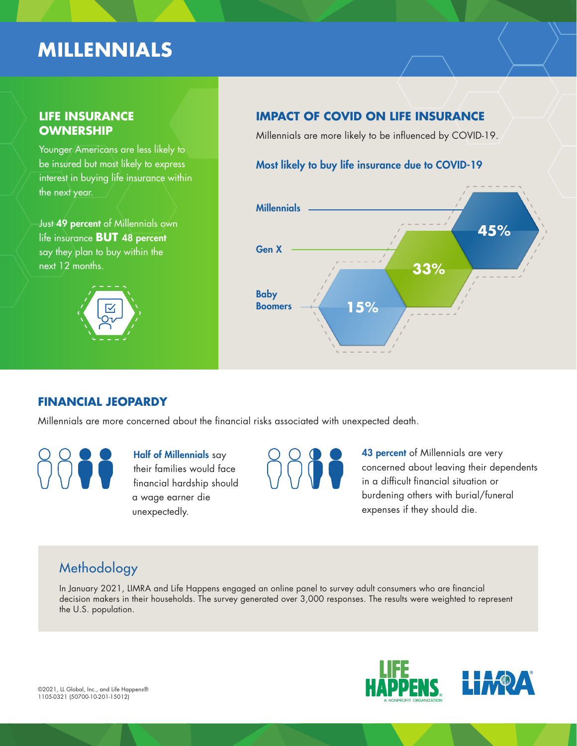# MILLENNIALS

## LIFE INSURANCE OWNERSHIP

Younger Americans are less likely to be insured but most likely to express interest in buying life insurance within the next year.

Just **49 percent** of Millennials own life insurance **BUT 48 percent** say they plan to buy within the next 12 months.

## IMPACT OF COVID ON LIFE INSURANCE

Millennials are more likely to be influenced by COVID-19.

### Most likely to buy life insurance due to COVID-19

Millennials 45%

Gen X 33%

Baby Boomers 15%

## FINANCIAL JEOPARDY

Millennials are more concerned about the financial risks associated with unexpected death.

**Half of Millennials** say their families would face financial hardship should a wage earner die unexpectedly.

**43 percent** of Millennials are very concerned about leaving their dependents in a difficult financial situation or burdening others with burial/funeral expenses if they should die.

## Methodology

In January 2021, LIMRA and Life Happens engaged an online panel to survey adult consumers who are financial decision makers in their households. The survey generated over 3,000 responses. The results were weighted to represent the U.S. population.

©2021, LL Global, Inc., and Life Happens®
1105-0321 (50700-10-201-15012)

LIFE HAPPENS. A NONPROFIT ORGANIZATION

LIMRA®